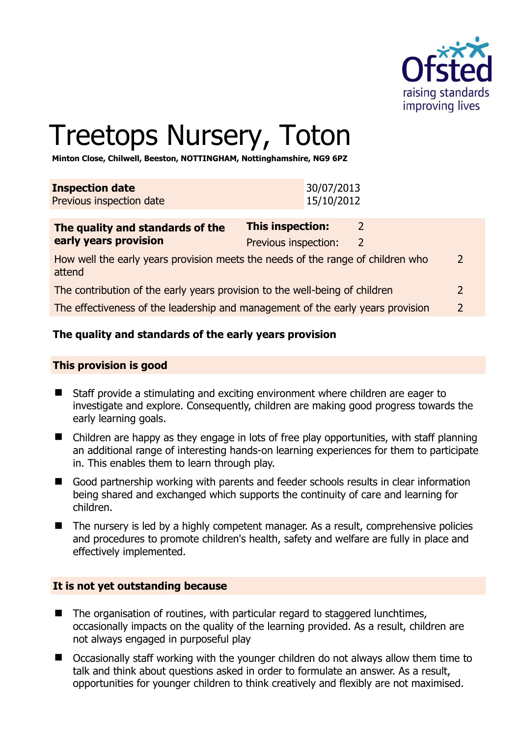# Treetops Nursery, Toton

**Minton Close, Chilwell, Beeston, NOTTINGHAM, Nottinghamshire, NG9 6PZ**

| **Inspection date** | 30/07/2013 |
|---|---|
| Previous inspection date | 15/10/2012 |

| **The quality and standards of the early years provision** | **This inspection:** | 2 |
|---|---|---|
| | Previous inspection: | 2 |
| How well the early years provision meets the needs of the range of children who attend | | 2 |
| The contribution of the early years provision to the well-being of children | | 2 |
| The effectiveness of the leadership and management of the early years provision | | 2 |

## The quality and standards of the early years provision

### This provision is good

- Staff provide a stimulating and exciting environment where children are eager to investigate and explore. Consequently, children are making good progress towards the early learning goals.
- Children are happy as they engage in lots of free play opportunities, with staff planning an additional range of interesting hands-on learning experiences for them to participate in. This enables them to learn through play.
- Good partnership working with parents and feeder schools results in clear information being shared and exchanged which supports the continuity of care and learning for children.
- The nursery is led by a highly competent manager. As a result, comprehensive policies and procedures to promote children's health, safety and welfare are fully in place and effectively implemented.

### It is not yet outstanding because

- The organisation of routines, with particular regard to staggered lunchtimes, occasionally impacts on the quality of the learning provided. As a result, children are not always engaged in purposeful play
- Occasionally staff working with the younger children do not always allow them time to talk and think about questions asked in order to formulate an answer. As a result, opportunities for younger children to think creatively and flexibly are not maximised.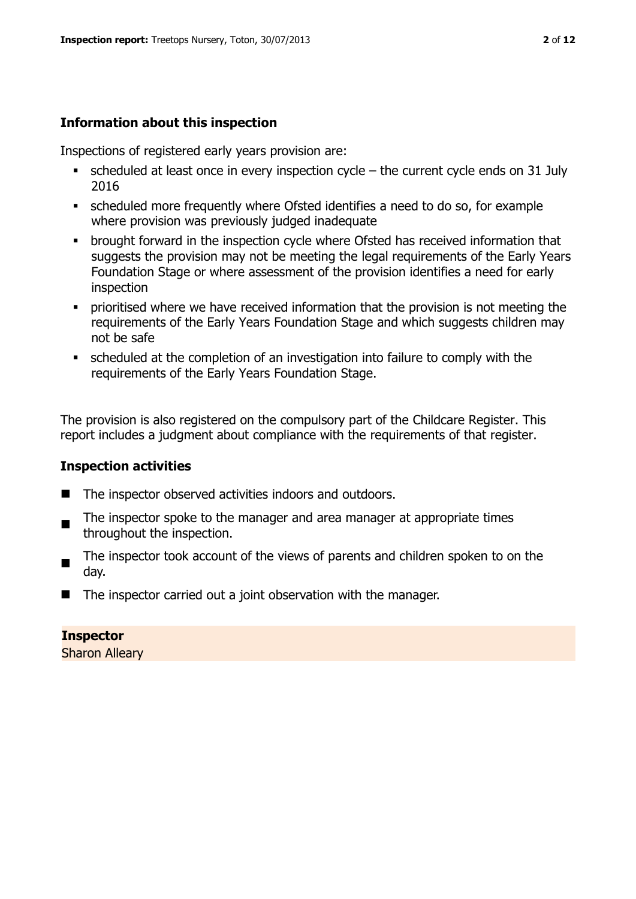## Information about this inspection

Inspections of registered early years provision are:

- scheduled at least once in every inspection cycle – the current cycle ends on 31 July 2016
- scheduled more frequently where Ofsted identifies a need to do so, for example where provision was previously judged inadequate
- brought forward in the inspection cycle where Ofsted has received information that suggests the provision may not be meeting the legal requirements of the Early Years Foundation Stage or where assessment of the provision identifies a need for early inspection
- prioritised where we have received information that the provision is not meeting the requirements of the Early Years Foundation Stage and which suggests children may not be safe
- scheduled at the completion of an investigation into failure to comply with the requirements of the Early Years Foundation Stage.

The provision is also registered on the compulsory part of the Childcare Register. This report includes a judgment about compliance with the requirements of that register.

## Inspection activities

- The inspector observed activities indoors and outdoors.
- The inspector spoke to the manager and area manager at appropriate times throughout the inspection.
- The inspector took account of the views of parents and children spoken to on the day.
- The inspector carried out a joint observation with the manager.

**Inspector**
Sharon Alleary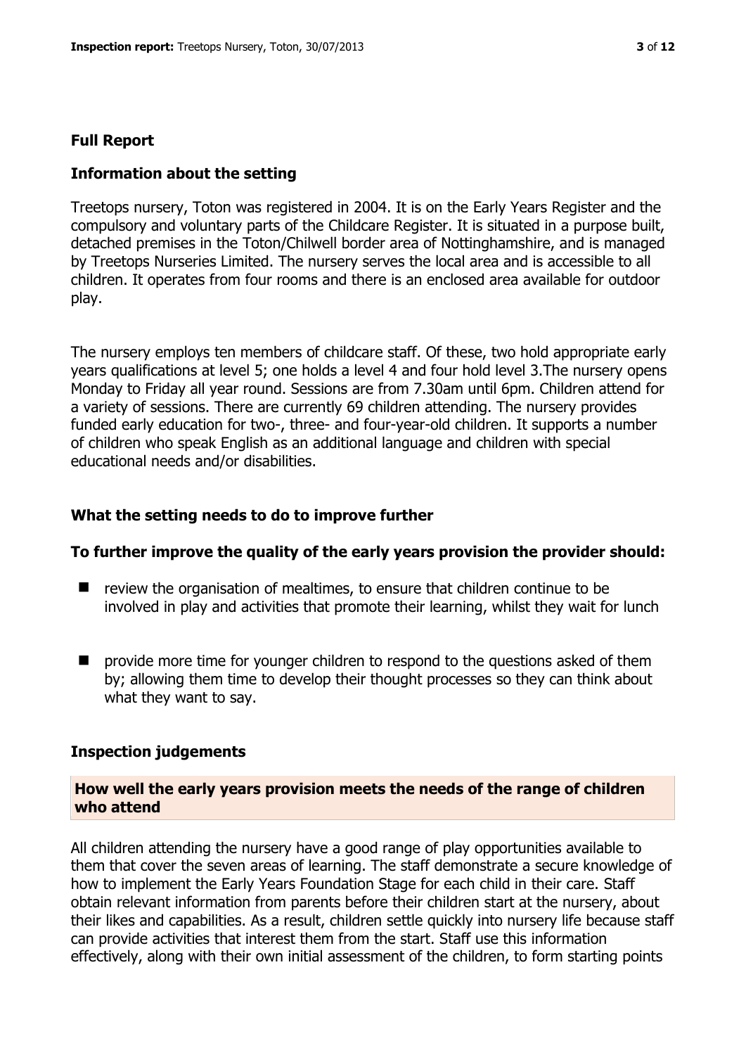## Full Report

### Information about the setting

Treetops nursery, Toton was registered in 2004. It is on the Early Years Register and the compulsory and voluntary parts of the Childcare Register. It is situated in a purpose built, detached premises in the Toton/Chilwell border area of Nottinghamshire, and is managed by Treetops Nurseries Limited. The nursery serves the local area and is accessible to all children. It operates from four rooms and there is an enclosed area available for outdoor play.

The nursery employs ten members of childcare staff. Of these, two hold appropriate early years qualifications at level 5; one holds a level 4 and four hold level 3.The nursery opens Monday to Friday all year round. Sessions are from 7.30am until 6pm. Children attend for a variety of sessions. There are currently 69 children attending. The nursery provides funded early education for two-, three- and four-year-old children. It supports a number of children who speak English as an additional language and children with special educational needs and/or disabilities.

### What the setting needs to do to improve further

**To further improve the quality of the early years provision the provider should:**

- review the organisation of mealtimes, to ensure that children continue to be involved in play and activities that promote their learning, whilst they wait for lunch
- provide more time for younger children to respond to the questions asked of them by; allowing them time to develop their thought processes so they can think about what they want to say.

### Inspection judgements

**How well the early years provision meets the needs of the range of children who attend**

All children attending the nursery have a good range of play opportunities available to them that cover the seven areas of learning. The staff demonstrate a secure knowledge of how to implement the Early Years Foundation Stage for each child in their care. Staff obtain relevant information from parents before their children start at the nursery, about their likes and capabilities. As a result, children settle quickly into nursery life because staff can provide activities that interest them from the start. Staff use this information effectively, along with their own initial assessment of the children, to form starting points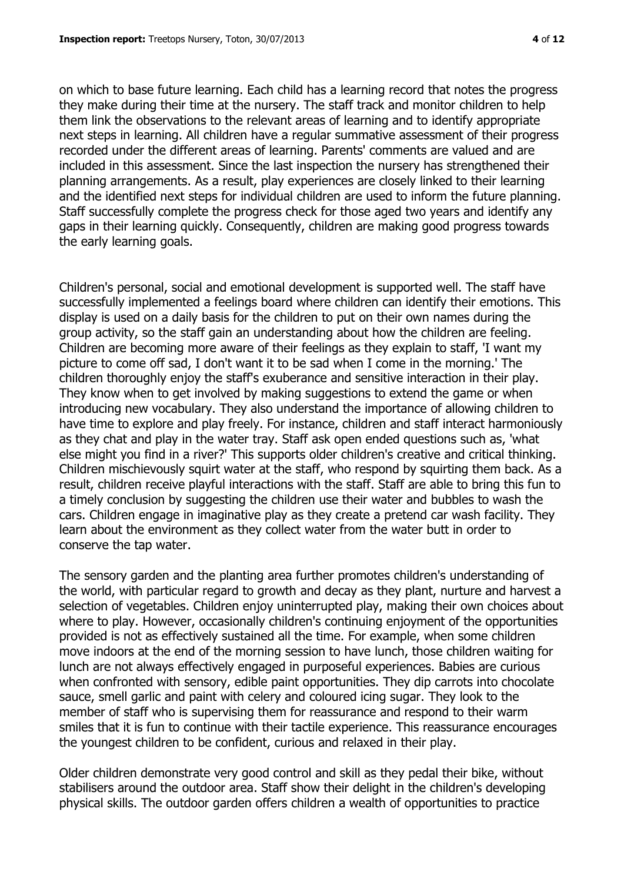on which to base future learning. Each child has a learning record that notes the progress they make during their time at the nursery. The staff track and monitor children to help them link the observations to the relevant areas of learning and to identify appropriate next steps in learning. All children have a regular summative assessment of their progress recorded under the different areas of learning. Parents' comments are valued and are included in this assessment. Since the last inspection the nursery has strengthened their planning arrangements. As a result, play experiences are closely linked to their learning and the identified next steps for individual children are used to inform the future planning. Staff successfully complete the progress check for those aged two years and identify any gaps in their learning quickly. Consequently, children are making good progress towards the early learning goals.

Children's personal, social and emotional development is supported well. The staff have successfully implemented a feelings board where children can identify their emotions. This display is used on a daily basis for the children to put on their own names during the group activity, so the staff gain an understanding about how the children are feeling. Children are becoming more aware of their feelings as they explain to staff, 'I want my picture to come off sad, I don't want it to be sad when I come in the morning.' The children thoroughly enjoy the staff's exuberance and sensitive interaction in their play. They know when to get involved by making suggestions to extend the game or when introducing new vocabulary. They also understand the importance of allowing children to have time to explore and play freely. For instance, children and staff interact harmoniously as they chat and play in the water tray. Staff ask open ended questions such as, 'what else might you find in a river?' This supports older children's creative and critical thinking. Children mischievously squirt water at the staff, who respond by squirting them back. As a result, children receive playful interactions with the staff. Staff are able to bring this fun to a timely conclusion by suggesting the children use their water and bubbles to wash the cars. Children engage in imaginative play as they create a pretend car wash facility. They learn about the environment as they collect water from the water butt in order to conserve the tap water.

The sensory garden and the planting area further promotes children's understanding of the world, with particular regard to growth and decay as they plant, nurture and harvest a selection of vegetables. Children enjoy uninterrupted play, making their own choices about where to play. However, occasionally children's continuing enjoyment of the opportunities provided is not as effectively sustained all the time. For example, when some children move indoors at the end of the morning session to have lunch, those children waiting for lunch are not always effectively engaged in purposeful experiences. Babies are curious when confronted with sensory, edible paint opportunities. They dip carrots into chocolate sauce, smell garlic and paint with celery and coloured icing sugar. They look to the member of staff who is supervising them for reassurance and respond to their warm smiles that it is fun to continue with their tactile experience. This reassurance encourages the youngest children to be confident, curious and relaxed in their play.

Older children demonstrate very good control and skill as they pedal their bike, without stabilisers around the outdoor area. Staff show their delight in the children's developing physical skills. The outdoor garden offers children a wealth of opportunities to practice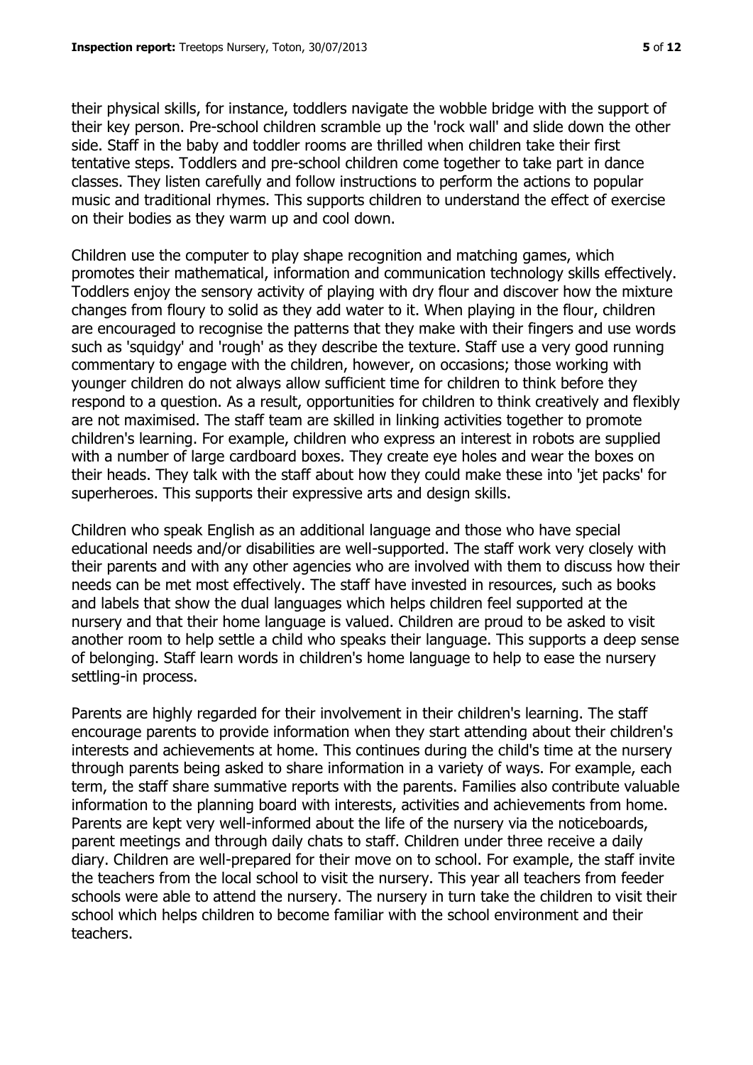their physical skills, for instance, toddlers navigate the wobble bridge with the support of their key person. Pre-school children scramble up the 'rock wall' and slide down the other side. Staff in the baby and toddler rooms are thrilled when children take their first tentative steps. Toddlers and pre-school children come together to take part in dance classes. They listen carefully and follow instructions to perform the actions to popular music and traditional rhymes. This supports children to understand the effect of exercise on their bodies as they warm up and cool down.

Children use the computer to play shape recognition and matching games, which promotes their mathematical, information and communication technology skills effectively. Toddlers enjoy the sensory activity of playing with dry flour and discover how the mixture changes from floury to solid as they add water to it. When playing in the flour, children are encouraged to recognise the patterns that they make with their fingers and use words such as 'squidgy' and 'rough' as they describe the texture. Staff use a very good running commentary to engage with the children, however, on occasions; those working with younger children do not always allow sufficient time for children to think before they respond to a question. As a result, opportunities for children to think creatively and flexibly are not maximised. The staff team are skilled in linking activities together to promote children's learning. For example, children who express an interest in robots are supplied with a number of large cardboard boxes. They create eye holes and wear the boxes on their heads. They talk with the staff about how they could make these into 'jet packs' for superheroes. This supports their expressive arts and design skills.

Children who speak English as an additional language and those who have special educational needs and/or disabilities are well-supported. The staff work very closely with their parents and with any other agencies who are involved with them to discuss how their needs can be met most effectively. The staff have invested in resources, such as books and labels that show the dual languages which helps children feel supported at the nursery and that their home language is valued. Children are proud to be asked to visit another room to help settle a child who speaks their language. This supports a deep sense of belonging. Staff learn words in children's home language to help to ease the nursery settling-in process.

Parents are highly regarded for their involvement in their children's learning. The staff encourage parents to provide information when they start attending about their children's interests and achievements at home. This continues during the child's time at the nursery through parents being asked to share information in a variety of ways. For example, each term, the staff share summative reports with the parents. Families also contribute valuable information to the planning board with interests, activities and achievements from home. Parents are kept very well-informed about the life of the nursery via the noticeboards, parent meetings and through daily chats to staff. Children under three receive a daily diary. Children are well-prepared for their move on to school. For example, the staff invite the teachers from the local school to visit the nursery. This year all teachers from feeder schools were able to attend the nursery. The nursery in turn take the children to visit their school which helps children to become familiar with the school environment and their teachers.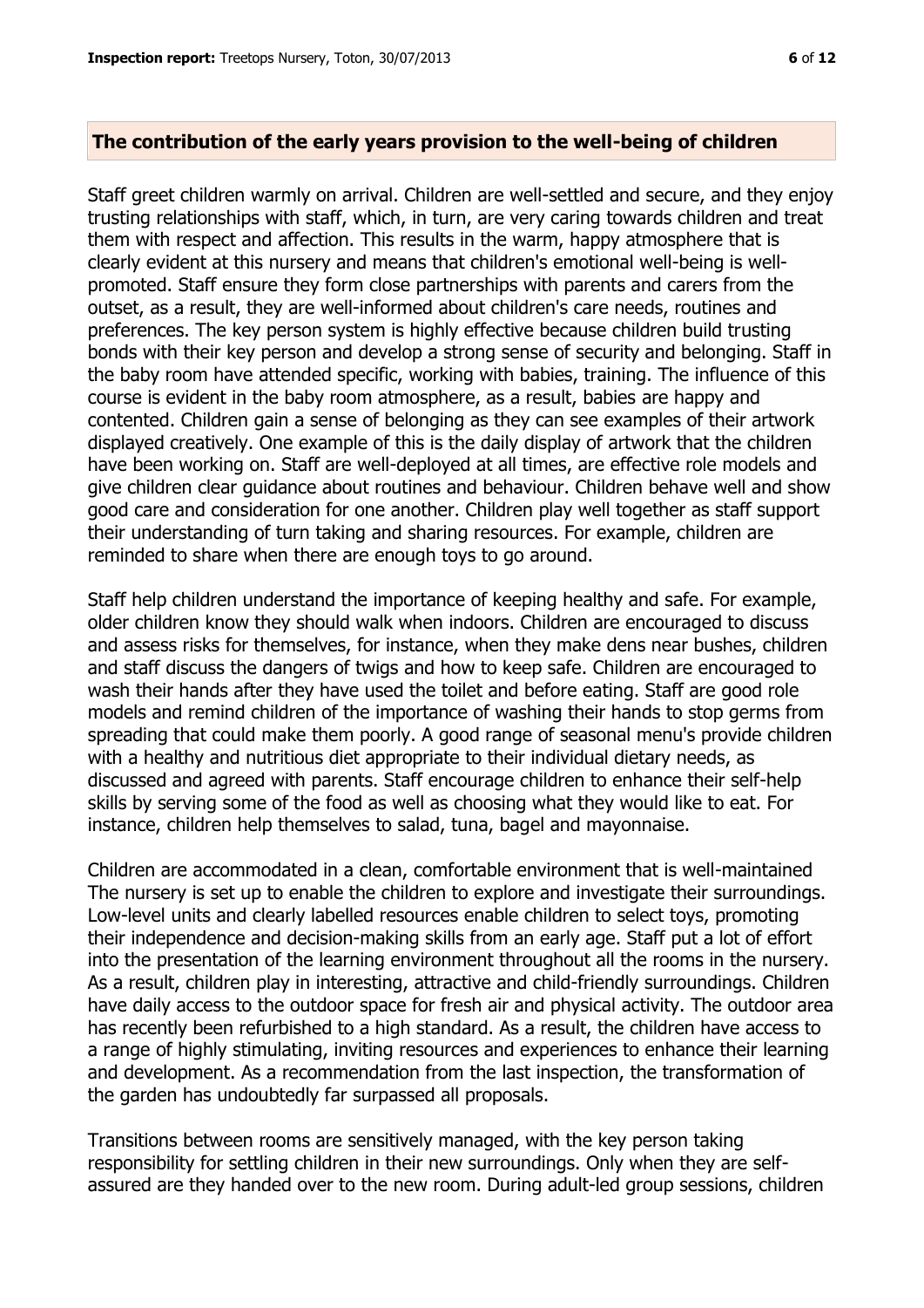## The contribution of the early years provision to the well-being of children

Staff greet children warmly on arrival. Children are well-settled and secure, and they enjoy trusting relationships with staff, which, in turn, are very caring towards children and treat them with respect and affection. This results in the warm, happy atmosphere that is clearly evident at this nursery and means that children's emotional well-being is well-promoted. Staff ensure they form close partnerships with parents and carers from the outset, as a result, they are well-informed about children's care needs, routines and preferences. The key person system is highly effective because children build trusting bonds with their key person and develop a strong sense of security and belonging. Staff in the baby room have attended specific, working with babies, training. The influence of this course is evident in the baby room atmosphere, as a result, babies are happy and contented. Children gain a sense of belonging as they can see examples of their artwork displayed creatively. One example of this is the daily display of artwork that the children have been working on. Staff are well-deployed at all times, are effective role models and give children clear guidance about routines and behaviour. Children behave well and show good care and consideration for one another. Children play well together as staff support their understanding of turn taking and sharing resources. For example, children are reminded to share when there are enough toys to go around.

Staff help children understand the importance of keeping healthy and safe. For example, older children know they should walk when indoors. Children are encouraged to discuss and assess risks for themselves, for instance, when they make dens near bushes, children and staff discuss the dangers of twigs and how to keep safe. Children are encouraged to wash their hands after they have used the toilet and before eating. Staff are good role models and remind children of the importance of washing their hands to stop germs from spreading that could make them poorly. A good range of seasonal menu's provide children with a healthy and nutritious diet appropriate to their individual dietary needs, as discussed and agreed with parents. Staff encourage children to enhance their self-help skills by serving some of the food as well as choosing what they would like to eat. For instance, children help themselves to salad, tuna, bagel and mayonnaise.

Children are accommodated in a clean, comfortable environment that is well-maintained The nursery is set up to enable the children to explore and investigate their surroundings. Low-level units and clearly labelled resources enable children to select toys, promoting their independence and decision-making skills from an early age. Staff put a lot of effort into the presentation of the learning environment throughout all the rooms in the nursery. As a result, children play in interesting, attractive and child-friendly surroundings. Children have daily access to the outdoor space for fresh air and physical activity. The outdoor area has recently been refurbished to a high standard. As a result, the children have access to a range of highly stimulating, inviting resources and experiences to enhance their learning and development. As a recommendation from the last inspection, the transformation of the garden has undoubtedly far surpassed all proposals.

Transitions between rooms are sensitively managed, with the key person taking responsibility for settling children in their new surroundings. Only when they are self-assured are they handed over to the new room. During adult-led group sessions, children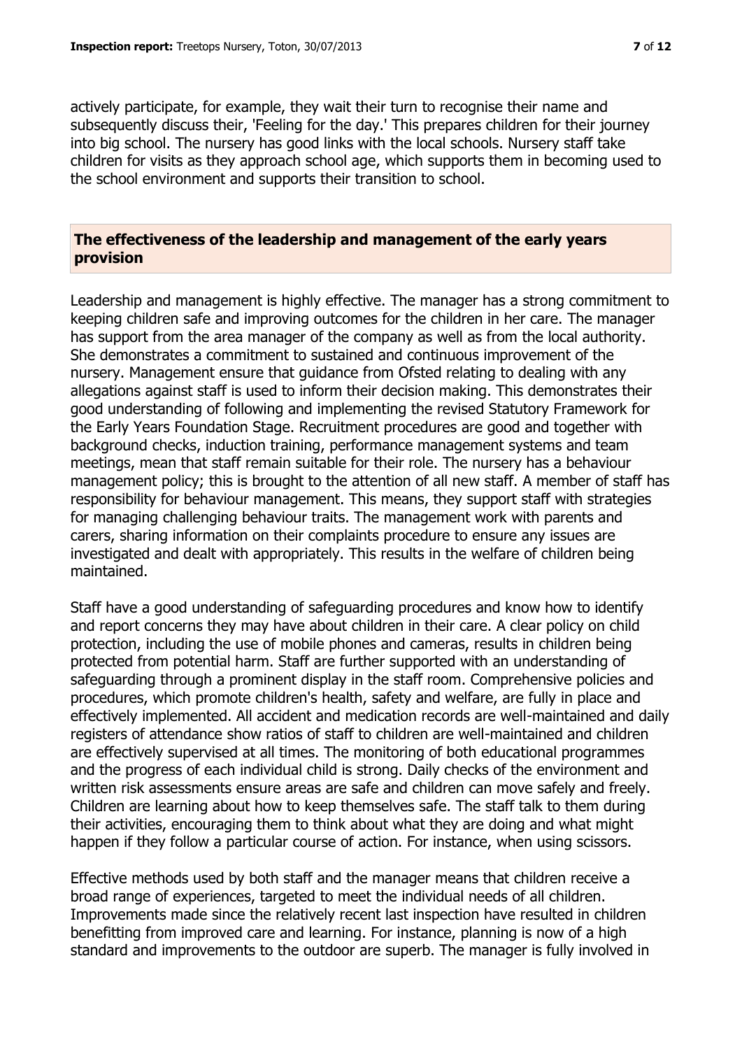actively participate, for example, they wait their turn to recognise their name and subsequently discuss their, 'Feeling for the day.' This prepares children for their journey into big school. The nursery has good links with the local schools. Nursery staff take children for visits as they approach school age, which supports them in becoming used to the school environment and supports their transition to school.

## The effectiveness of the leadership and management of the early years provision

Leadership and management is highly effective. The manager has a strong commitment to keeping children safe and improving outcomes for the children in her care. The manager has support from the area manager of the company as well as from the local authority. She demonstrates a commitment to sustained and continuous improvement of the nursery. Management ensure that guidance from Ofsted relating to dealing with any allegations against staff is used to inform their decision making. This demonstrates their good understanding of following and implementing the revised Statutory Framework for the Early Years Foundation Stage. Recruitment procedures are good and together with background checks, induction training, performance management systems and team meetings, mean that staff remain suitable for their role. The nursery has a behaviour management policy; this is brought to the attention of all new staff. A member of staff has responsibility for behaviour management. This means, they support staff with strategies for managing challenging behaviour traits. The management work with parents and carers, sharing information on their complaints procedure to ensure any issues are investigated and dealt with appropriately. This results in the welfare of children being maintained.

Staff have a good understanding of safeguarding procedures and know how to identify and report concerns they may have about children in their care. A clear policy on child protection, including the use of mobile phones and cameras, results in children being protected from potential harm. Staff are further supported with an understanding of safeguarding through a prominent display in the staff room. Comprehensive policies and procedures, which promote children's health, safety and welfare, are fully in place and effectively implemented. All accident and medication records are well-maintained and daily registers of attendance show ratios of staff to children are well-maintained and children are effectively supervised at all times. The monitoring of both educational programmes and the progress of each individual child is strong. Daily checks of the environment and written risk assessments ensure areas are safe and children can move safely and freely. Children are learning about how to keep themselves safe. The staff talk to them during their activities, encouraging them to think about what they are doing and what might happen if they follow a particular course of action. For instance, when using scissors.

Effective methods used by both staff and the manager means that children receive a broad range of experiences, targeted to meet the individual needs of all children. Improvements made since the relatively recent last inspection have resulted in children benefitting from improved care and learning. For instance, planning is now of a high standard and improvements to the outdoor are superb. The manager is fully involved in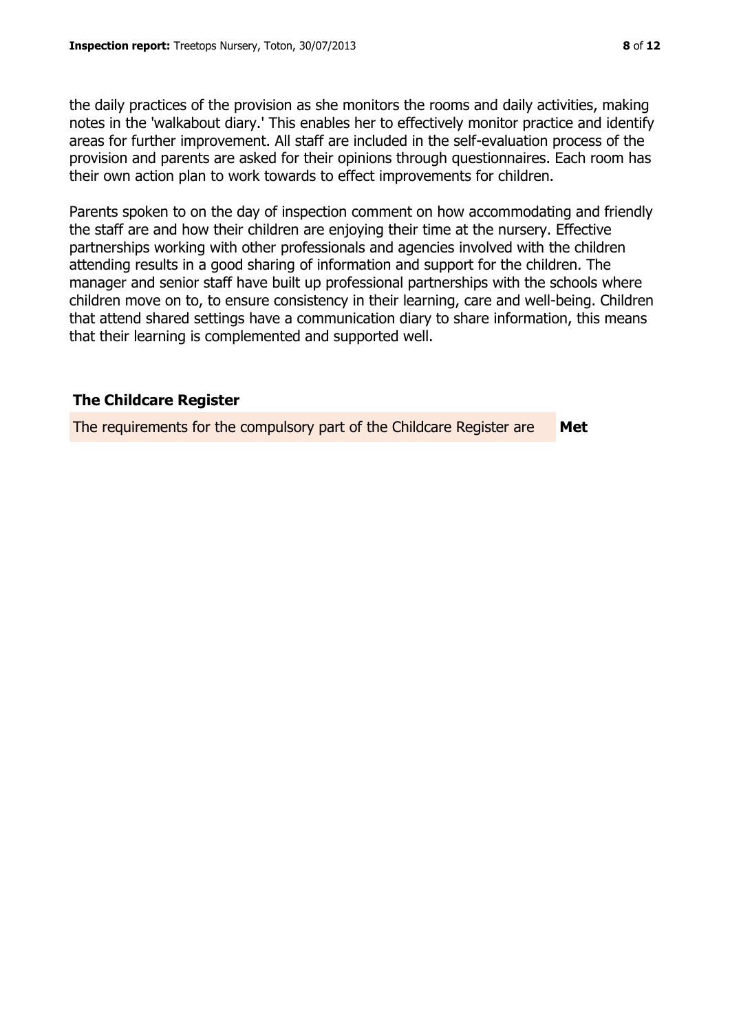the daily practices of the provision as she monitors the rooms and daily activities, making notes in the 'walkabout diary.' This enables her to effectively monitor practice and identify areas for further improvement. All staff are included in the self-evaluation process of the provision and parents are asked for their opinions through questionnaires. Each room has their own action plan to work towards to effect improvements for children.

Parents spoken to on the day of inspection comment on how accommodating and friendly the staff are and how their children are enjoying their time at the nursery. Effective partnerships working with other professionals and agencies involved with the children attending results in a good sharing of information and support for the children. The manager and senior staff have built up professional partnerships with the schools where children move on to, to ensure consistency in their learning, care and well-being. Children that attend shared settings have a communication diary to share information, this means that their learning is complemented and supported well.

## The Childcare Register

| The requirements for the compulsory part of the Childcare Register are | **Met** |
|---|---|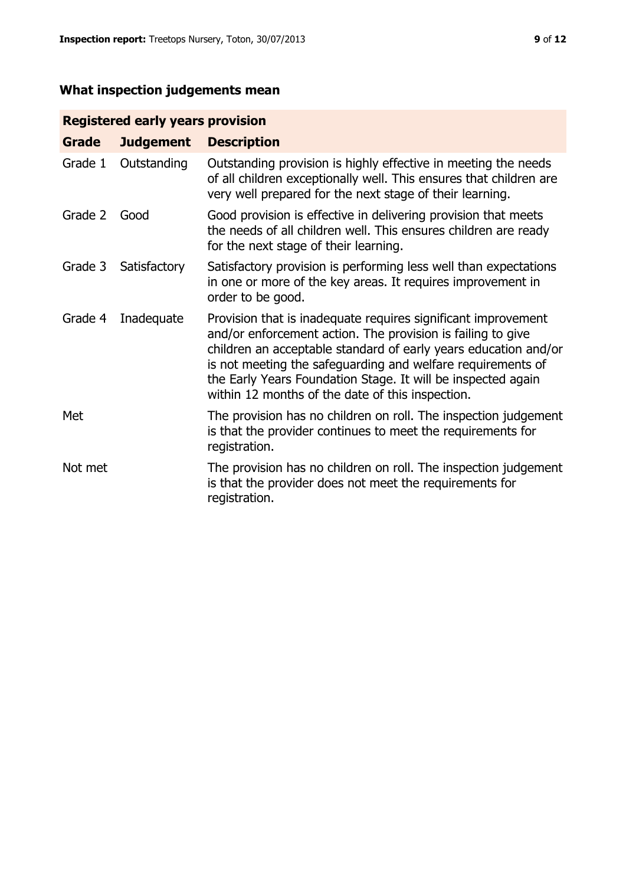## What inspection judgements mean

| Registered early years provision | | |
|---|---|---|
| **Grade** | **Judgement** | **Description** |
| Grade 1 | Outstanding | Outstanding provision is highly effective in meeting the needs of all children exceptionally well. This ensures that children are very well prepared for the next stage of their learning. |
| Grade 2 | Good | Good provision is effective in delivering provision that meets the needs of all children well. This ensures children are ready for the next stage of their learning. |
| Grade 3 | Satisfactory | Satisfactory provision is performing less well than expectations in one or more of the key areas. It requires improvement in order to be good. |
| Grade 4 | Inadequate | Provision that is inadequate requires significant improvement and/or enforcement action. The provision is failing to give children an acceptable standard of early years education and/or is not meeting the safeguarding and welfare requirements of the Early Years Foundation Stage. It will be inspected again within 12 months of the date of this inspection. |
| Met | | The provision has no children on roll. The inspection judgement is that the provider continues to meet the requirements for registration. |
| Not met | | The provision has no children on roll. The inspection judgement is that the provider does not meet the requirements for registration. |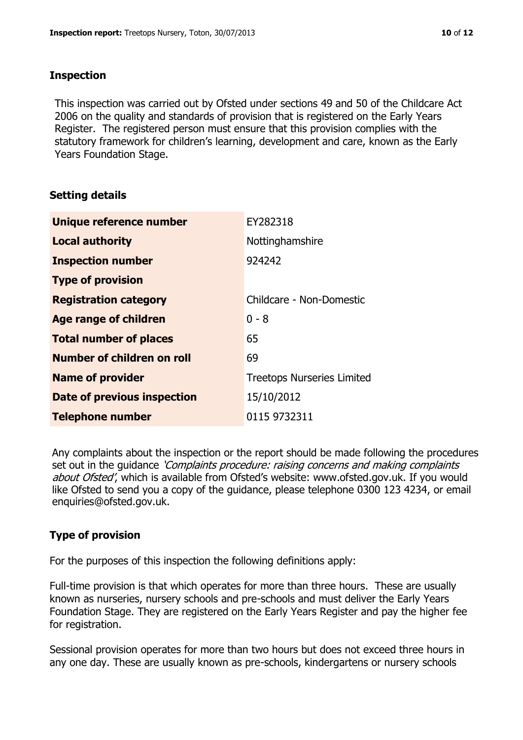## Inspection

This inspection was carried out by Ofsted under sections 49 and 50 of the Childcare Act 2006 on the quality and standards of provision that is registered on the Early Years Register. The registered person must ensure that this provision complies with the statutory framework for children's learning, development and care, known as the Early Years Foundation Stage.

## Setting details

| | |
|---|---|
| **Unique reference number** | EY282318 |
| **Local authority** | Nottinghamshire |
| **Inspection number** | 924242 |
| **Type of provision** | |
| **Registration category** | Childcare - Non-Domestic |
| **Age range of children** | 0 - 8 |
| **Total number of places** | 65 |
| **Number of children on roll** | 69 |
| **Name of provider** | Treetops Nurseries Limited |
| **Date of previous inspection** | 15/10/2012 |
| **Telephone number** | 0115 9732311 |

Any complaints about the inspection or the report should be made following the procedures set out in the guidance *'Complaints procedure: raising concerns and making complaints about Ofsted'*, which is available from Ofsted's website: www.ofsted.gov.uk. If you would like Ofsted to send you a copy of the guidance, please telephone 0300 123 4234, or email enquiries@ofsted.gov.uk.

## Type of provision

For the purposes of this inspection the following definitions apply:

Full-time provision is that which operates for more than three hours. These are usually known as nurseries, nursery schools and pre-schools and must deliver the Early Years Foundation Stage. They are registered on the Early Years Register and pay the higher fee for registration.

Sessional provision operates for more than two hours but does not exceed three hours in any one day. These are usually known as pre-schools, kindergartens or nursery schools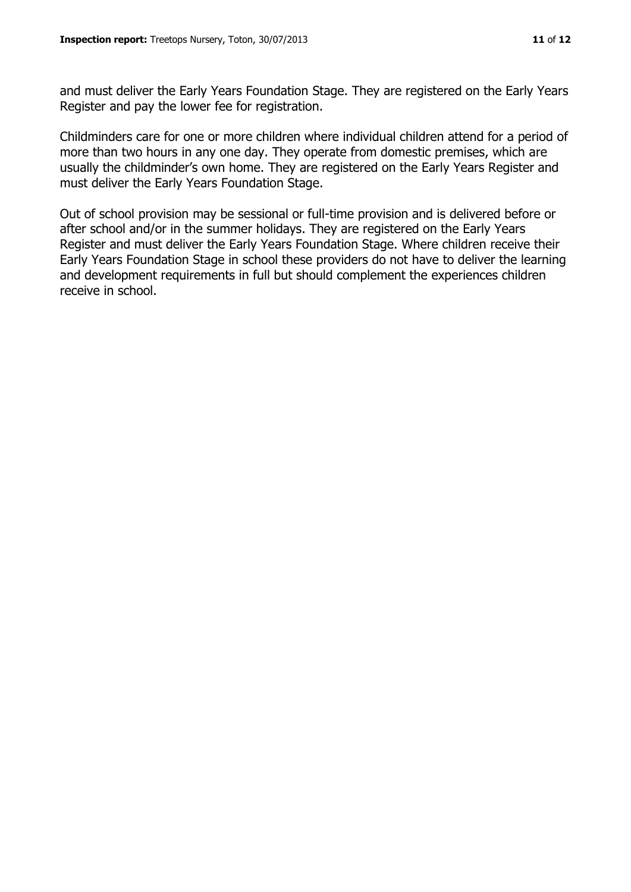and must deliver the Early Years Foundation Stage. They are registered on the Early Years Register and pay the lower fee for registration.

Childminders care for one or more children where individual children attend for a period of more than two hours in any one day. They operate from domestic premises, which are usually the childminder's own home. They are registered on the Early Years Register and must deliver the Early Years Foundation Stage.

Out of school provision may be sessional or full-time provision and is delivered before or after school and/or in the summer holidays. They are registered on the Early Years Register and must deliver the Early Years Foundation Stage. Where children receive their Early Years Foundation Stage in school these providers do not have to deliver the learning and development requirements in full but should complement the experiences children receive in school.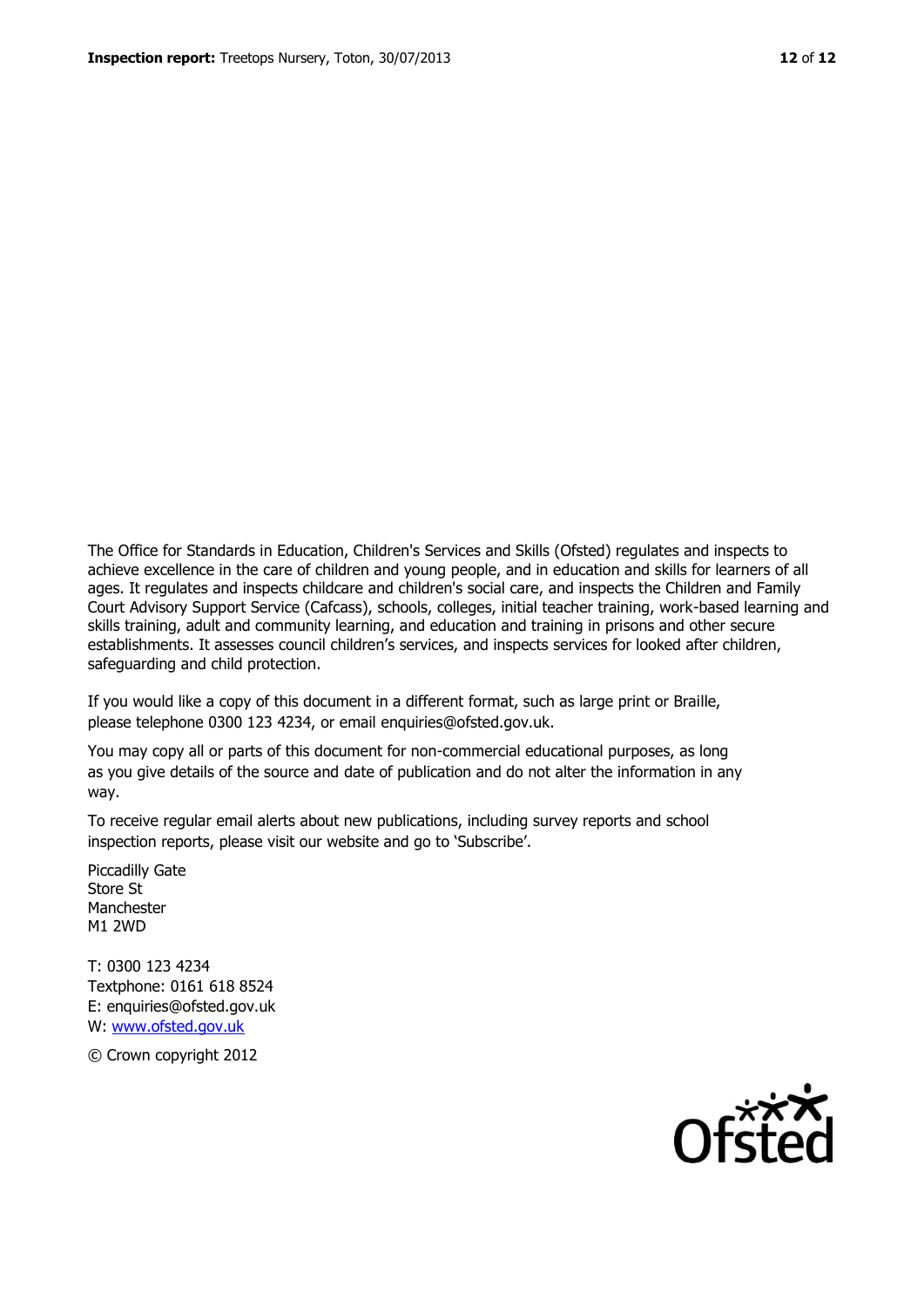The Office for Standards in Education, Children's Services and Skills (Ofsted) regulates and inspects to achieve excellence in the care of children and young people, and in education and skills for learners of all ages. It regulates and inspects childcare and children's social care, and inspects the Children and Family Court Advisory Support Service (Cafcass), schools, colleges, initial teacher training, work-based learning and skills training, adult and community learning, and education and training in prisons and other secure establishments. It assesses council children's services, and inspects services for looked after children, safeguarding and child protection.

If you would like a copy of this document in a different format, such as large print or Braille, please telephone 0300 123 4234, or email enquiries@ofsted.gov.uk.

You may copy all or parts of this document for non-commercial educational purposes, as long as you give details of the source and date of publication and do not alter the information in any way.

To receive regular email alerts about new publications, including survey reports and school inspection reports, please visit our website and go to 'Subscribe'.

Piccadilly Gate
Store St
Manchester
M1 2WD

T: 0300 123 4234
Textphone: 0161 618 8524
E: enquiries@ofsted.gov.uk
W: www.ofsted.gov.uk

© Crown copyright 2012

Ofsted